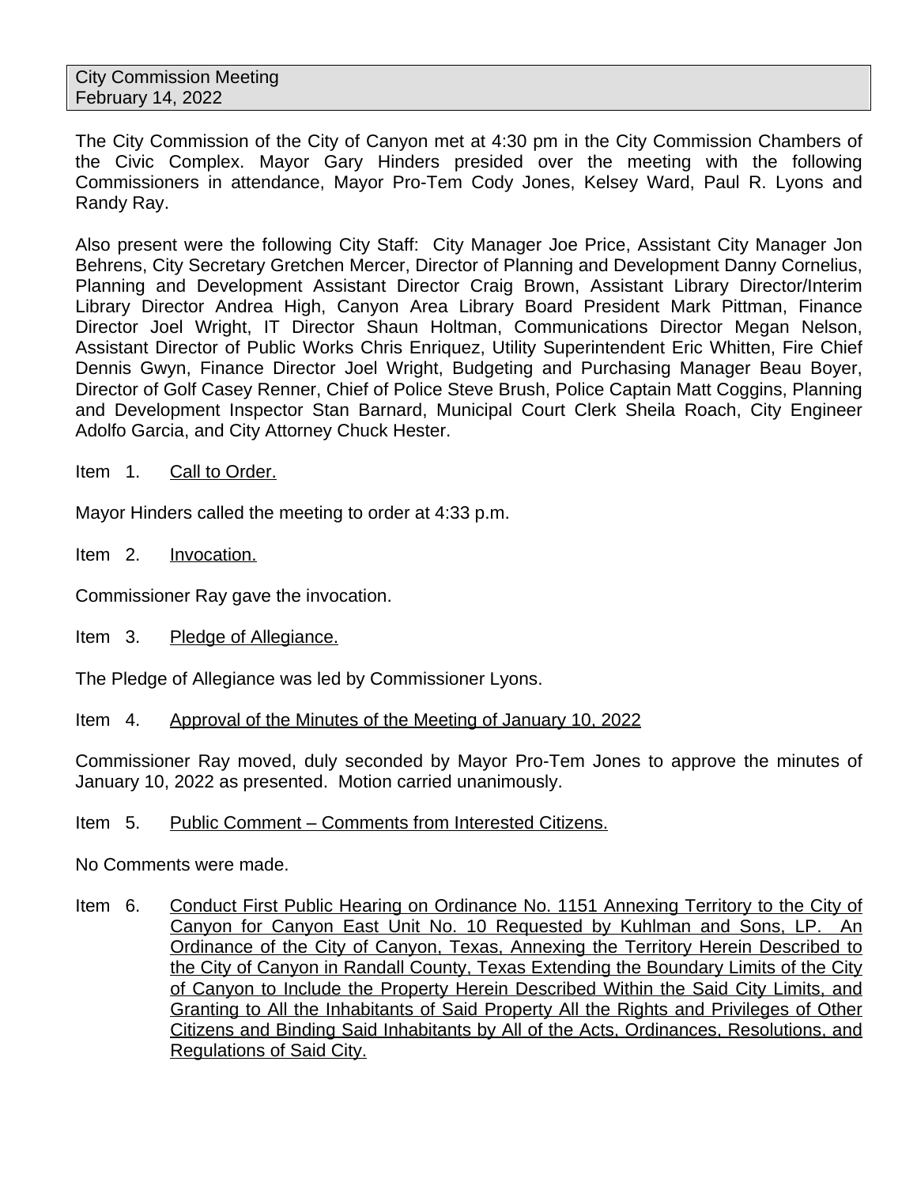City Commission Meeting
February 14, 2022

The City Commission of the City of Canyon met at 4:30 pm in the City Commission Chambers of the Civic Complex. Mayor Gary Hinders presided over the meeting with the following Commissioners in attendance, Mayor Pro-Tem Cody Jones, Kelsey Ward, Paul R. Lyons and Randy Ray.

Also present were the following City Staff: City Manager Joe Price, Assistant City Manager Jon Behrens, City Secretary Gretchen Mercer, Director of Planning and Development Danny Cornelius, Planning and Development Assistant Director Craig Brown, Assistant Library Director/Interim Library Director Andrea High, Canyon Area Library Board President Mark Pittman, Finance Director Joel Wright, IT Director Shaun Holtman, Communications Director Megan Nelson, Assistant Director of Public Works Chris Enriquez, Utility Superintendent Eric Whitten, Fire Chief Dennis Gwyn, Finance Director Joel Wright, Budgeting and Purchasing Manager Beau Boyer, Director of Golf Casey Renner, Chief of Police Steve Brush, Police Captain Matt Coggins, Planning and Development Inspector Stan Barnard, Municipal Court Clerk Sheila Roach, City Engineer Adolfo Garcia, and City Attorney Chuck Hester.

Item 1. Call to Order.

Mayor Hinders called the meeting to order at 4:33 p.m.

Item 2. Invocation.

Commissioner Ray gave the invocation.

Item 3. Pledge of Allegiance.

The Pledge of Allegiance was led by Commissioner Lyons.

Item 4. Approval of the Minutes of the Meeting of January 10, 2022

Commissioner Ray moved, duly seconded by Mayor Pro-Tem Jones to approve the minutes of January 10, 2022 as presented. Motion carried unanimously.

Item 5. Public Comment – Comments from Interested Citizens.

No Comments were made.

Item 6. Conduct First Public Hearing on Ordinance No. 1151 Annexing Territory to the City of Canyon for Canyon East Unit No. 10 Requested by Kuhlman and Sons, LP. An Ordinance of the City of Canyon, Texas, Annexing the Territory Herein Described to the City of Canyon in Randall County, Texas Extending the Boundary Limits of the City of Canyon to Include the Property Herein Described Within the Said City Limits, and Granting to All the Inhabitants of Said Property All the Rights and Privileges of Other Citizens and Binding Said Inhabitants by All of the Acts, Ordinances, Resolutions, and Regulations of Said City.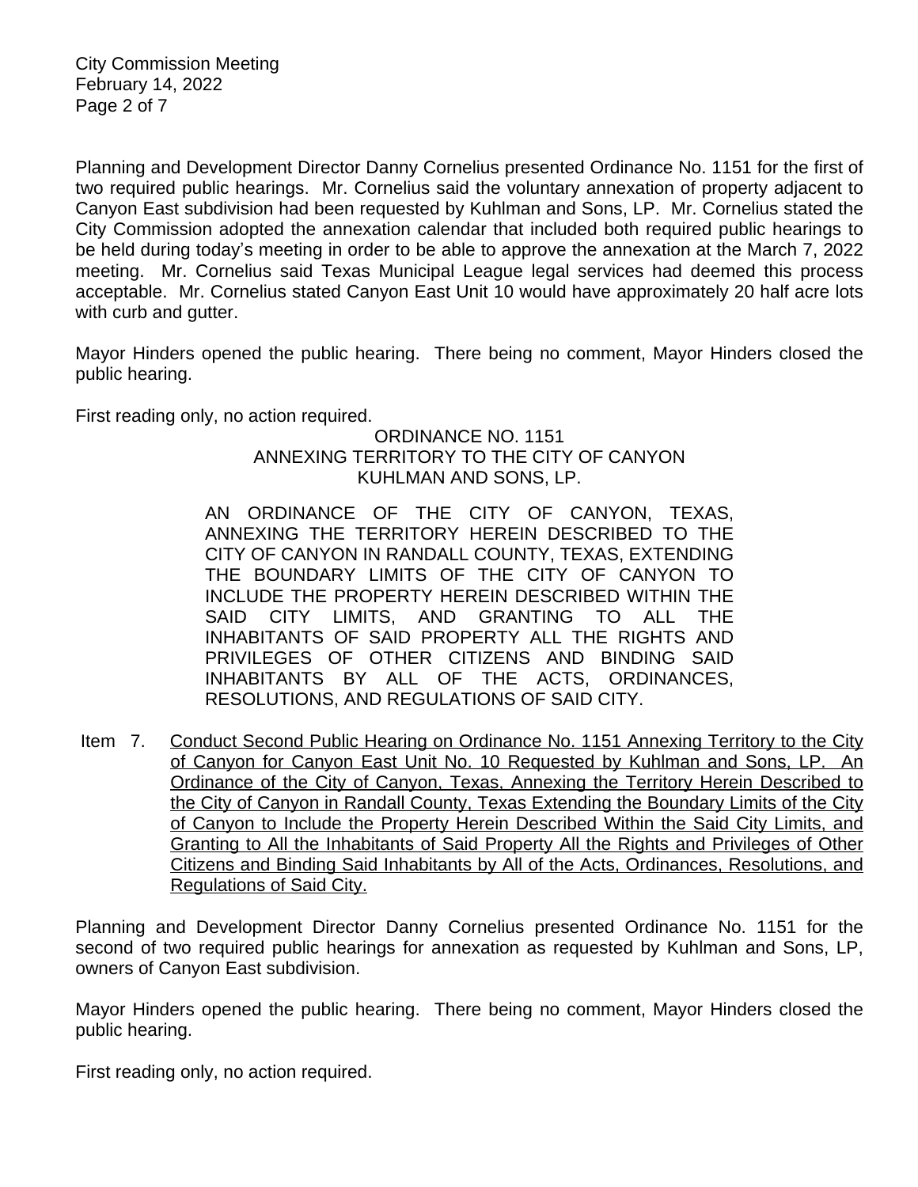Planning and Development Director Danny Cornelius presented Ordinance No. 1151 for the first of two required public hearings. Mr. Cornelius said the voluntary annexation of property adjacent to Canyon East subdivision had been requested by Kuhlman and Sons, LP. Mr. Cornelius stated the City Commission adopted the annexation calendar that included both required public hearings to be held during today's meeting in order to be able to approve the annexation at the March 7, 2022 meeting. Mr. Cornelius said Texas Municipal League legal services had deemed this process acceptable. Mr. Cornelius stated Canyon East Unit 10 would have approximately 20 half acre lots with curb and gutter.

Mayor Hinders opened the public hearing. There being no comment, Mayor Hinders closed the public hearing.

First reading only, no action required.

ORDINANCE NO. 1151
ANNEXING TERRITORY TO THE CITY OF CANYON
KUHLMAN AND SONS, LP.

> AN ORDINANCE OF THE CITY OF CANYON, TEXAS, ANNEXING THE TERRITORY HEREIN DESCRIBED TO THE CITY OF CANYON IN RANDALL COUNTY, TEXAS, EXTENDING THE BOUNDARY LIMITS OF THE CITY OF CANYON TO INCLUDE THE PROPERTY HEREIN DESCRIBED WITHIN THE SAID CITY LIMITS, AND GRANTING TO ALL THE INHABITANTS OF SAID PROPERTY ALL THE RIGHTS AND PRIVILEGES OF OTHER CITIZENS AND BINDING SAID INHABITANTS BY ALL OF THE ACTS, ORDINANCES, RESOLUTIONS, AND REGULATIONS OF SAID CITY.

Item 7. Conduct Second Public Hearing on Ordinance No. 1151 Annexing Territory to the City of Canyon for Canyon East Unit No. 10 Requested by Kuhlman and Sons, LP. An Ordinance of the City of Canyon, Texas, Annexing the Territory Herein Described to the City of Canyon in Randall County, Texas Extending the Boundary Limits of the City of Canyon to Include the Property Herein Described Within the Said City Limits, and Granting to All the Inhabitants of Said Property All the Rights and Privileges of Other Citizens and Binding Said Inhabitants by All of the Acts, Ordinances, Resolutions, and Regulations of Said City.

Planning and Development Director Danny Cornelius presented Ordinance No. 1151 for the second of two required public hearings for annexation as requested by Kuhlman and Sons, LP, owners of Canyon East subdivision.

Mayor Hinders opened the public hearing. There being no comment, Mayor Hinders closed the public hearing.

First reading only, no action required.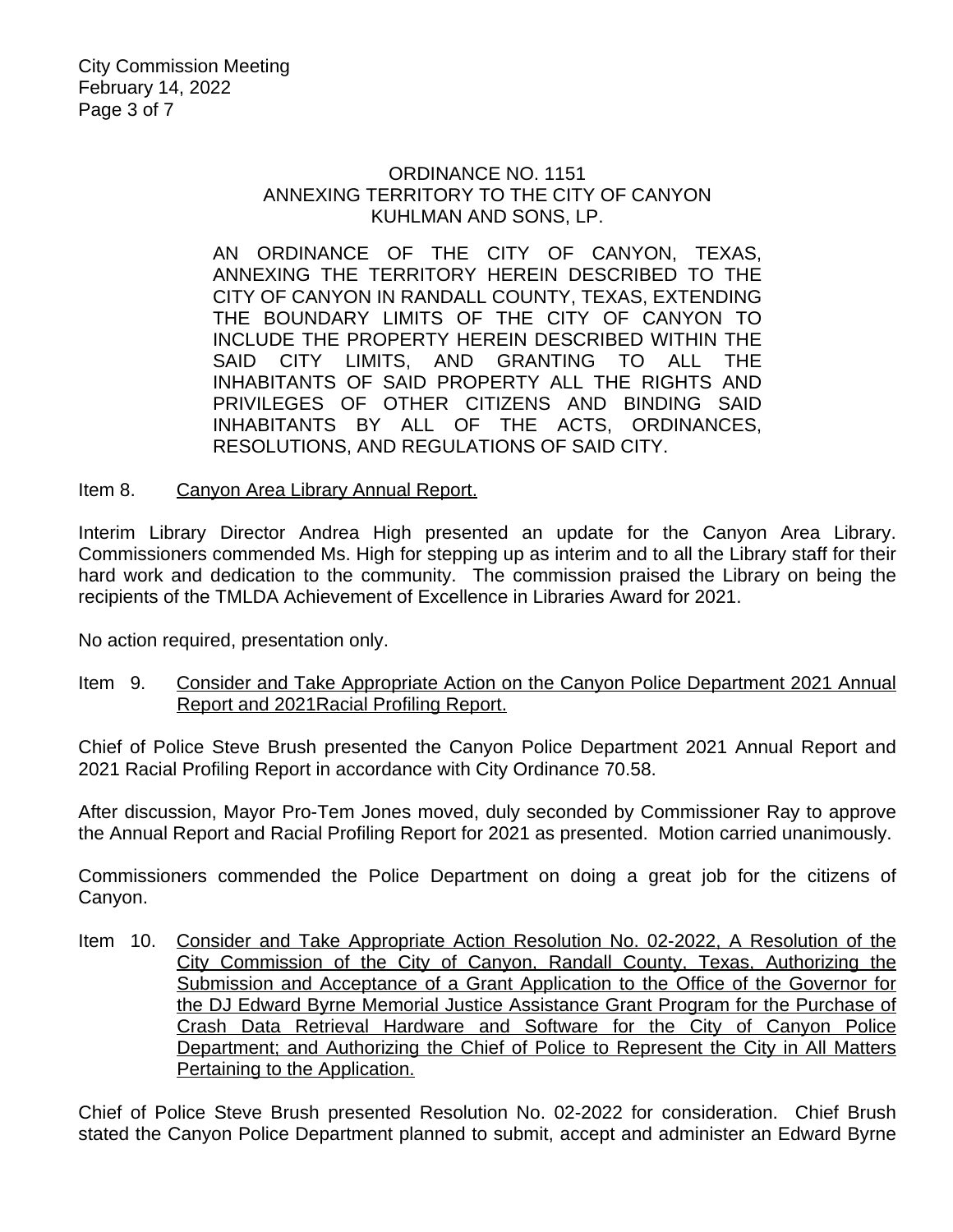ORDINANCE NO. 1151
ANNEXING TERRITORY TO THE CITY OF CANYON
KUHLMAN AND SONS, LP.

AN ORDINANCE OF THE CITY OF CANYON, TEXAS, ANNEXING THE TERRITORY HEREIN DESCRIBED TO THE CITY OF CANYON IN RANDALL COUNTY, TEXAS, EXTENDING THE BOUNDARY LIMITS OF THE CITY OF CANYON TO INCLUDE THE PROPERTY HEREIN DESCRIBED WITHIN THE SAID CITY LIMITS, AND GRANTING TO ALL THE INHABITANTS OF SAID PROPERTY ALL THE RIGHTS AND PRIVILEGES OF OTHER CITIZENS AND BINDING SAID INHABITANTS BY ALL OF THE ACTS, ORDINANCES, RESOLUTIONS, AND REGULATIONS OF SAID CITY.

Item 8. Canyon Area Library Annual Report.

Interim Library Director Andrea High presented an update for the Canyon Area Library. Commissioners commended Ms. High for stepping up as interim and to all the Library staff for their hard work and dedication to the community. The commission praised the Library on being the recipients of the TMLDA Achievement of Excellence in Libraries Award for 2021.

No action required, presentation only.

Item 9. Consider and Take Appropriate Action on the Canyon Police Department 2021 Annual Report and 2021Racial Profiling Report.

Chief of Police Steve Brush presented the Canyon Police Department 2021 Annual Report and 2021 Racial Profiling Report in accordance with City Ordinance 70.58.

After discussion, Mayor Pro-Tem Jones moved, duly seconded by Commissioner Ray to approve the Annual Report and Racial Profiling Report for 2021 as presented. Motion carried unanimously.

Commissioners commended the Police Department on doing a great job for the citizens of Canyon.

Item 10. Consider and Take Appropriate Action Resolution No. 02-2022, A Resolution of the City Commission of the City of Canyon, Randall County, Texas, Authorizing the Submission and Acceptance of a Grant Application to the Office of the Governor for the DJ Edward Byrne Memorial Justice Assistance Grant Program for the Purchase of Crash Data Retrieval Hardware and Software for the City of Canyon Police Department; and Authorizing the Chief of Police to Represent the City in All Matters Pertaining to the Application.

Chief of Police Steve Brush presented Resolution No. 02-2022 for consideration. Chief Brush stated the Canyon Police Department planned to submit, accept and administer an Edward Byrne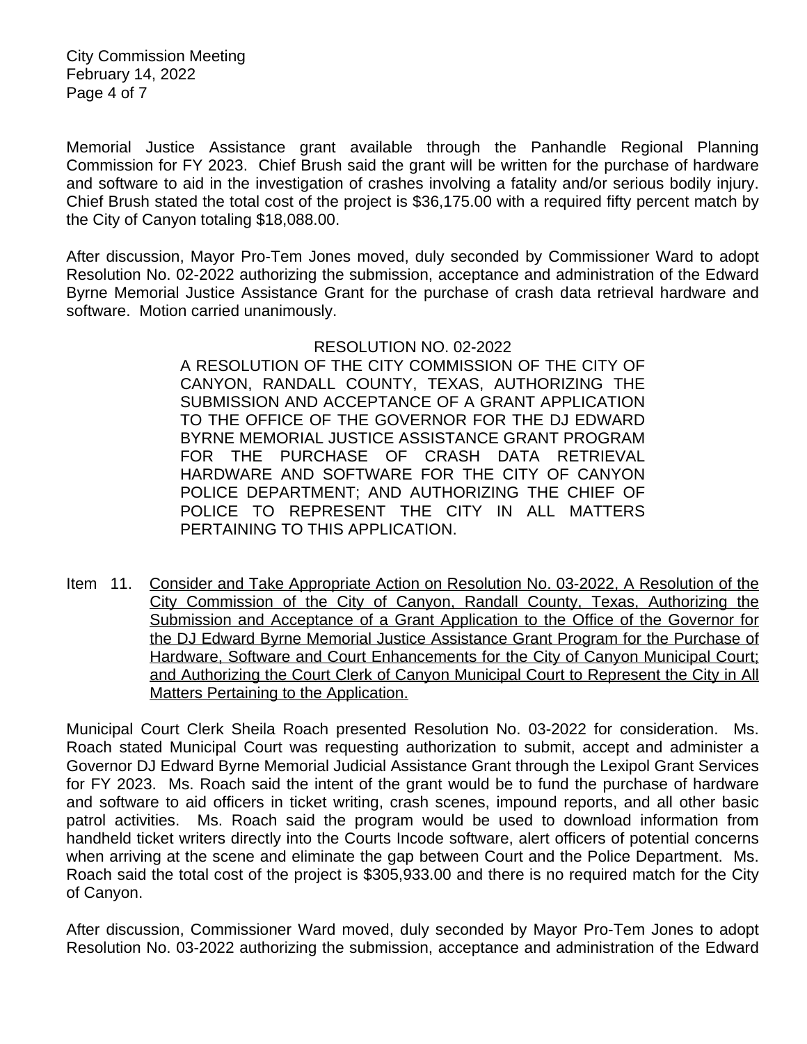Memorial Justice Assistance grant available through the Panhandle Regional Planning Commission for FY 2023. Chief Brush said the grant will be written for the purchase of hardware and software to aid in the investigation of crashes involving a fatality and/or serious bodily injury. Chief Brush stated the total cost of the project is $36,175.00 with a required fifty percent match by the City of Canyon totaling $18,088.00.

After discussion, Mayor Pro-Tem Jones moved, duly seconded by Commissioner Ward to adopt Resolution No. 02-2022 authorizing the submission, acceptance and administration of the Edward Byrne Memorial Justice Assistance Grant for the purchase of crash data retrieval hardware and software. Motion carried unanimously.

RESOLUTION NO. 02-2022

> A RESOLUTION OF THE CITY COMMISSION OF THE CITY OF CANYON, RANDALL COUNTY, TEXAS, AUTHORIZING THE SUBMISSION AND ACCEPTANCE OF A GRANT APPLICATION TO THE OFFICE OF THE GOVERNOR FOR THE DJ EDWARD BYRNE MEMORIAL JUSTICE ASSISTANCE GRANT PROGRAM FOR THE PURCHASE OF CRASH DATA RETRIEVAL HARDWARE AND SOFTWARE FOR THE CITY OF CANYON POLICE DEPARTMENT; AND AUTHORIZING THE CHIEF OF POLICE TO REPRESENT THE CITY IN ALL MATTERS PERTAINING TO THIS APPLICATION.

Item 11. Consider and Take Appropriate Action on Resolution No. 03-2022, A Resolution of the City Commission of the City of Canyon, Randall County, Texas, Authorizing the Submission and Acceptance of a Grant Application to the Office of the Governor for the DJ Edward Byrne Memorial Justice Assistance Grant Program for the Purchase of Hardware, Software and Court Enhancements for the City of Canyon Municipal Court; and Authorizing the Court Clerk of Canyon Municipal Court to Represent the City in All Matters Pertaining to the Application.

Municipal Court Clerk Sheila Roach presented Resolution No. 03-2022 for consideration. Ms. Roach stated Municipal Court was requesting authorization to submit, accept and administer a Governor DJ Edward Byrne Memorial Judicial Assistance Grant through the Lexipol Grant Services for FY 2023. Ms. Roach said the intent of the grant would be to fund the purchase of hardware and software to aid officers in ticket writing, crash scenes, impound reports, and all other basic patrol activities. Ms. Roach said the program would be used to download information from handheld ticket writers directly into the Courts Incode software, alert officers of potential concerns when arriving at the scene and eliminate the gap between Court and the Police Department. Ms. Roach said the total cost of the project is $305,933.00 and there is no required match for the City of Canyon.

After discussion, Commissioner Ward moved, duly seconded by Mayor Pro-Tem Jones to adopt Resolution No. 03-2022 authorizing the submission, acceptance and administration of the Edward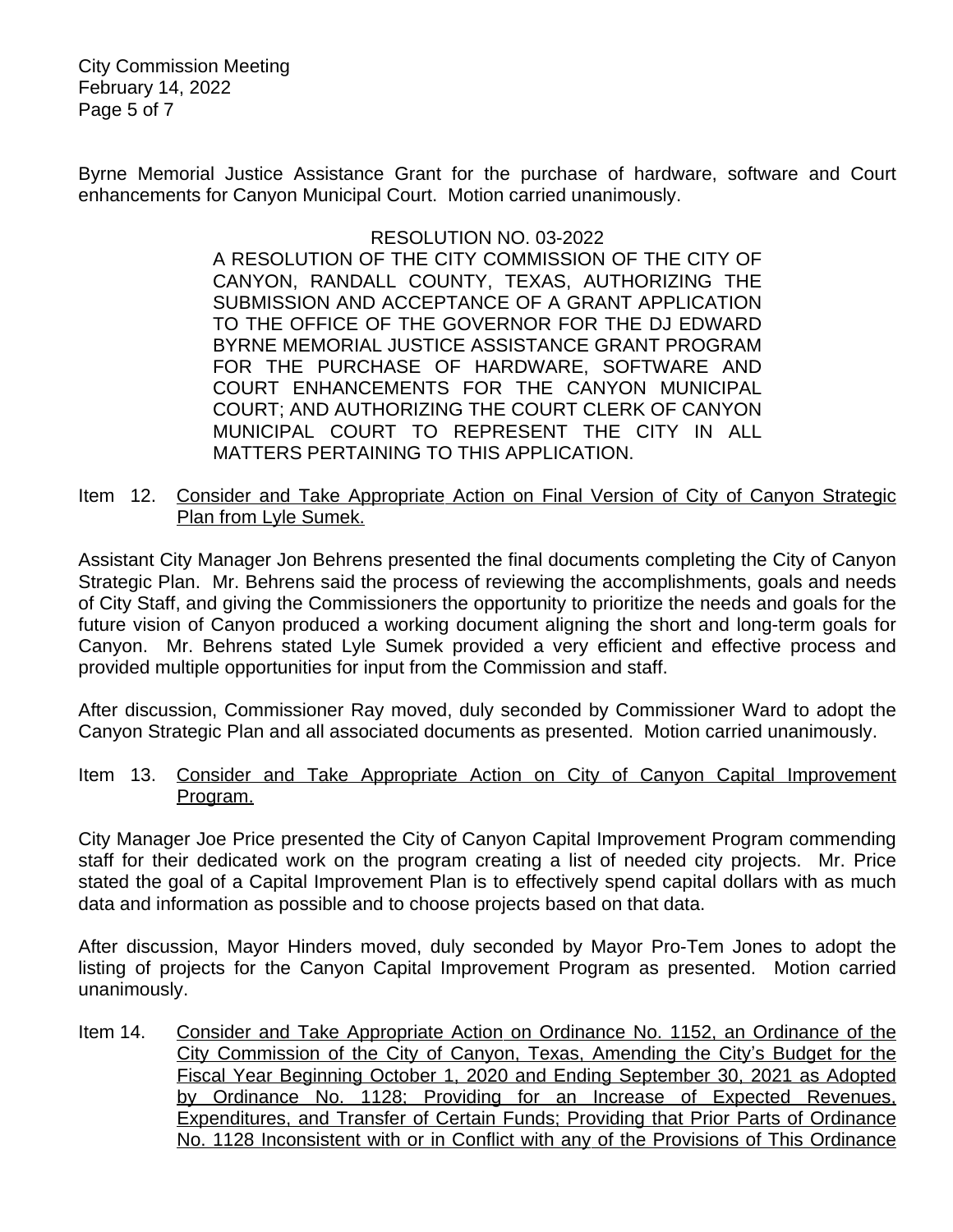Byrne Memorial Justice Assistance Grant for the purchase of hardware, software and Court enhancements for Canyon Municipal Court. Motion carried unanimously.

RESOLUTION NO. 03-2022

A RESOLUTION OF THE CITY COMMISSION OF THE CITY OF CANYON, RANDALL COUNTY, TEXAS, AUTHORIZING THE SUBMISSION AND ACCEPTANCE OF A GRANT APPLICATION TO THE OFFICE OF THE GOVERNOR FOR THE DJ EDWARD BYRNE MEMORIAL JUSTICE ASSISTANCE GRANT PROGRAM FOR THE PURCHASE OF HARDWARE, SOFTWARE AND COURT ENHANCEMENTS FOR THE CANYON MUNICIPAL COURT; AND AUTHORIZING THE COURT CLERK OF CANYON MUNICIPAL COURT TO REPRESENT THE CITY IN ALL MATTERS PERTAINING TO THIS APPLICATION.

Item 12. Consider and Take Appropriate Action on Final Version of City of Canyon Strategic Plan from Lyle Sumek.

Assistant City Manager Jon Behrens presented the final documents completing the City of Canyon Strategic Plan. Mr. Behrens said the process of reviewing the accomplishments, goals and needs of City Staff, and giving the Commissioners the opportunity to prioritize the needs and goals for the future vision of Canyon produced a working document aligning the short and long-term goals for Canyon. Mr. Behrens stated Lyle Sumek provided a very efficient and effective process and provided multiple opportunities for input from the Commission and staff.

After discussion, Commissioner Ray moved, duly seconded by Commissioner Ward to adopt the Canyon Strategic Plan and all associated documents as presented. Motion carried unanimously.

Item 13. Consider and Take Appropriate Action on City of Canyon Capital Improvement Program.

City Manager Joe Price presented the City of Canyon Capital Improvement Program commending staff for their dedicated work on the program creating a list of needed city projects. Mr. Price stated the goal of a Capital Improvement Plan is to effectively spend capital dollars with as much data and information as possible and to choose projects based on that data.

After discussion, Mayor Hinders moved, duly seconded by Mayor Pro-Tem Jones to adopt the listing of projects for the Canyon Capital Improvement Program as presented. Motion carried unanimously.

Item 14. Consider and Take Appropriate Action on Ordinance No. 1152, an Ordinance of the City Commission of the City of Canyon, Texas, Amending the City's Budget for the Fiscal Year Beginning October 1, 2020 and Ending September 30, 2021 as Adopted by Ordinance No. 1128; Providing for an Increase of Expected Revenues, Expenditures, and Transfer of Certain Funds; Providing that Prior Parts of Ordinance No. 1128 Inconsistent with or in Conflict with any of the Provisions of This Ordinance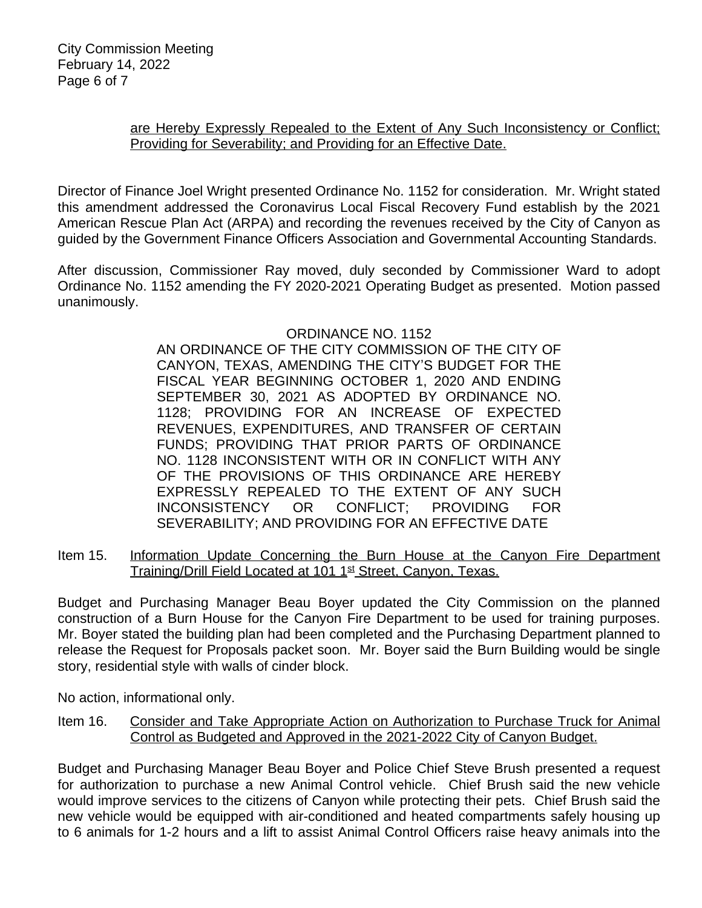are Hereby Expressly Repealed to the Extent of Any Such Inconsistency or Conflict; Providing for Severability; and Providing for an Effective Date.

Director of Finance Joel Wright presented Ordinance No. 1152 for consideration. Mr. Wright stated this amendment addressed the Coronavirus Local Fiscal Recovery Fund establish by the 2021 American Rescue Plan Act (ARPA) and recording the revenues received by the City of Canyon as guided by the Government Finance Officers Association and Governmental Accounting Standards.

After discussion, Commissioner Ray moved, duly seconded by Commissioner Ward to adopt Ordinance No. 1152 amending the FY 2020-2021 Operating Budget as presented. Motion passed unanimously.

ORDINANCE NO. 1152

AN ORDINANCE OF THE CITY COMMISSION OF THE CITY OF CANYON, TEXAS, AMENDING THE CITY'S BUDGET FOR THE FISCAL YEAR BEGINNING OCTOBER 1, 2020 AND ENDING SEPTEMBER 30, 2021 AS ADOPTED BY ORDINANCE NO. 1128; PROVIDING FOR AN INCREASE OF EXPECTED REVENUES, EXPENDITURES, AND TRANSFER OF CERTAIN FUNDS; PROVIDING THAT PRIOR PARTS OF ORDINANCE NO. 1128 INCONSISTENT WITH OR IN CONFLICT WITH ANY OF THE PROVISIONS OF THIS ORDINANCE ARE HEREBY EXPRESSLY REPEALED TO THE EXTENT OF ANY SUCH INCONSISTENCY OR CONFLICT; PROVIDING FOR SEVERABILITY; AND PROVIDING FOR AN EFFECTIVE DATE

Item 15. Information Update Concerning the Burn House at the Canyon Fire Department Training/Drill Field Located at 101 1st Street, Canyon, Texas.

Budget and Purchasing Manager Beau Boyer updated the City Commission on the planned construction of a Burn House for the Canyon Fire Department to be used for training purposes. Mr. Boyer stated the building plan had been completed and the Purchasing Department planned to release the Request for Proposals packet soon. Mr. Boyer said the Burn Building would be single story, residential style with walls of cinder block.

No action, informational only.

Item 16. Consider and Take Appropriate Action on Authorization to Purchase Truck for Animal Control as Budgeted and Approved in the 2021-2022 City of Canyon Budget.

Budget and Purchasing Manager Beau Boyer and Police Chief Steve Brush presented a request for authorization to purchase a new Animal Control vehicle. Chief Brush said the new vehicle would improve services to the citizens of Canyon while protecting their pets. Chief Brush said the new vehicle would be equipped with air-conditioned and heated compartments safely housing up to 6 animals for 1-2 hours and a lift to assist Animal Control Officers raise heavy animals into the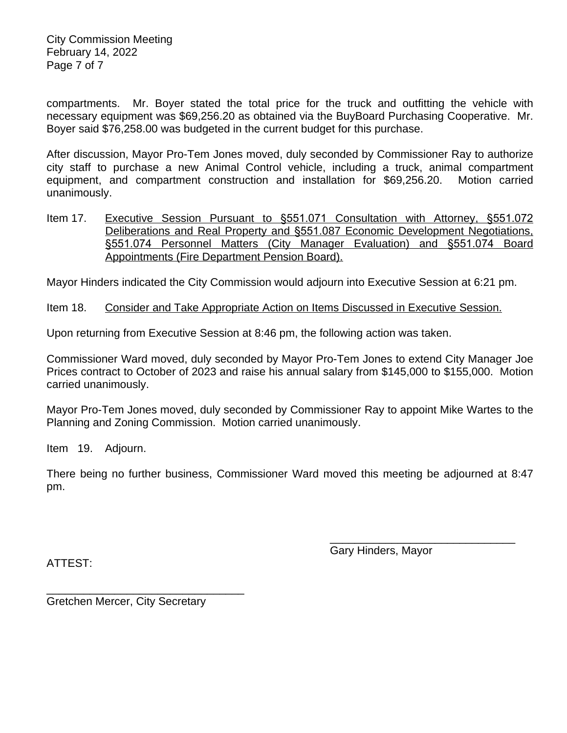compartments. Mr. Boyer stated the total price for the truck and outfitting the vehicle with necessary equipment was $69,256.20 as obtained via the BuyBoard Purchasing Cooperative. Mr. Boyer said $76,258.00 was budgeted in the current budget for this purchase.

After discussion, Mayor Pro-Tem Jones moved, duly seconded by Commissioner Ray to authorize city staff to purchase a new Animal Control vehicle, including a truck, animal compartment equipment, and compartment construction and installation for $69,256.20. Motion carried unanimously.

Item 17. <u>Executive Session Pursuant to §551.071 Consultation with Attorney, §551.072 Deliberations and Real Property and §551.087 Economic Development Negotiations, §551.074 Personnel Matters (City Manager Evaluation) and §551.074 Board Appointments (Fire Department Pension Board).</u>

Mayor Hinders indicated the City Commission would adjourn into Executive Session at 6:21 pm.

Item 18. <u>Consider and Take Appropriate Action on Items Discussed in Executive Session.</u>

Upon returning from Executive Session at 8:46 pm, the following action was taken.

Commissioner Ward moved, duly seconded by Mayor Pro-Tem Jones to extend City Manager Joe Prices contract to October of 2023 and raise his annual salary from $145,000 to $155,000. Motion carried unanimously.

Mayor Pro-Tem Jones moved, duly seconded by Commissioner Ray to appoint Mike Wartes to the Planning and Zoning Commission. Motion carried unanimously.

Item 19. Adjourn.

There being no further business, Commissioner Ward moved this meeting be adjourned at 8:47 pm.

_______________________________
Gary Hinders, Mayor

ATTEST:

_______________________________
Gretchen Mercer, City Secretary